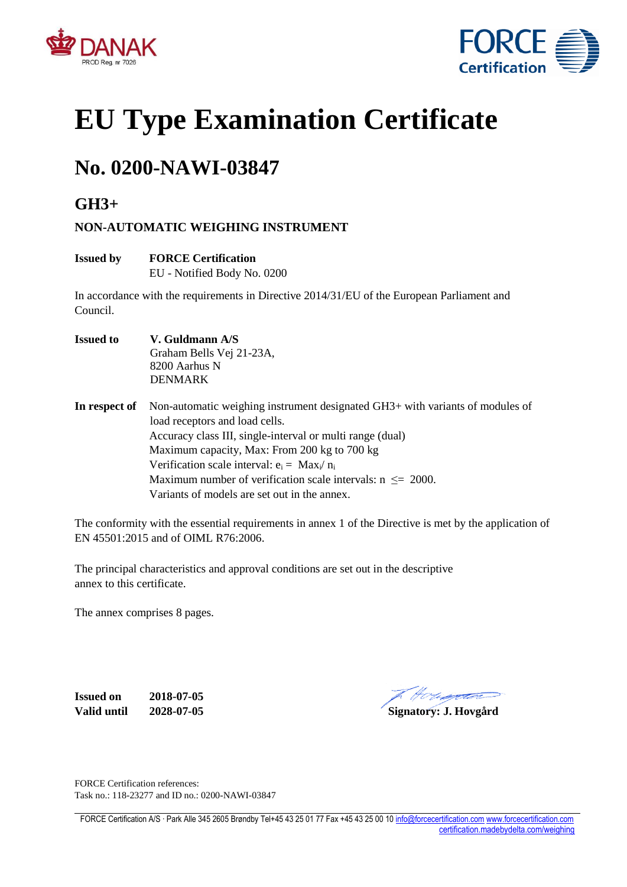# EU Type Examination Certificate

## No. 0200-NAWI-03847

### GH3+

#### NON-AUTOMATIC WEIGHING INSTRUMENT

**Issued by** **FORCE Certification**
EU - Notified Body No. 0200

In accordance with the requirements in Directive 2014/31/EU of the European Parliament and Council.

**Issued to** **V. Guldmann A/S**
Graham Bells Vej 21-23A,
8200 Aarhus N
DENMARK

**In respect of** Non-automatic weighing instrument designated GH3+ with variants of modules of load receptors and load cells.
Accuracy class III, single-interval or multi range (dual)
Maximum capacity, Max: From 200 kg to 700 kg
Verification scale interval: $e_i = Max_i / n_i$
Maximum number of verification scale intervals: $n \leq 2000$.
Variants of models are set out in the annex.

The conformity with the essential requirements in annex 1 of the Directive is met by the application of EN 45501:2015 and of OIML R76:2006.

The principal characteristics and approval conditions are set out in the descriptive annex to this certificate.

The annex comprises 8 pages.

**Issued on** **2018-07-05**
**Valid until** **2028-07-05**

**Signatory: J. Hovgård**

FORCE Certification references:
Task no.: 118-23277 and ID no.: 0200-NAWI-03847

FORCE Certification A/S · Park Alle 345 2605 Brøndby Tel+45 43 25 01 77 Fax +45 43 25 00 10 info@forcecertification.com www.forcecertification.com certification.madebydelta.com/weighing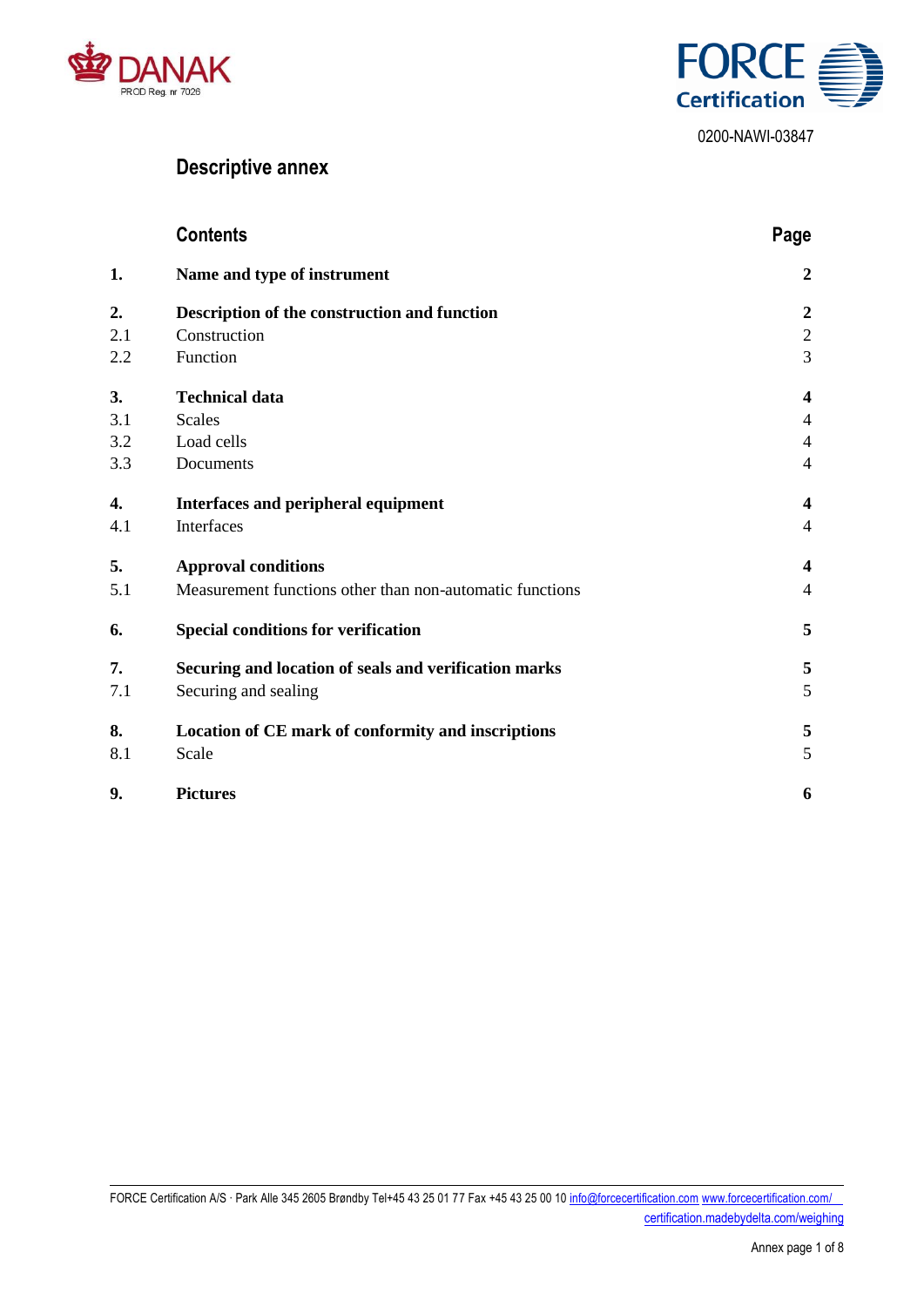0200-NAWI-03847

# Descriptive annex

| | Contents | Page |
|---|---|---|
| **1.** | **Name and type of instrument** | **2** |
| **2.** | **Description of the construction and function** | **2** |
| 2.1 | Construction | 2 |
| 2.2 | Function | 3 |
| **3.** | **Technical data** | **4** |
| 3.1 | Scales | 4 |
| 3.2 | Load cells | 4 |
| 3.3 | Documents | 4 |
| **4.** | **Interfaces and peripheral equipment** | **4** |
| 4.1 | Interfaces | 4 |
| **5.** | **Approval conditions** | **4** |
| 5.1 | Measurement functions other than non-automatic functions | 4 |
| **6.** | **Special conditions for verification** | **5** |
| **7.** | **Securing and location of seals and verification marks** | **5** |
| 7.1 | Securing and sealing | 5 |
| **8.** | **Location of CE mark of conformity and inscriptions** | **5** |
| 8.1 | Scale | 5 |
| **9.** | **Pictures** | **6** |

FORCE Certification A/S · Park Alle 345 2605 Brøndby Tel+45 43 25 01 77 Fax +45 43 25 00 10 info@forcecertification.com www.forcecertification.com/ certification.madebydelta.com/weighing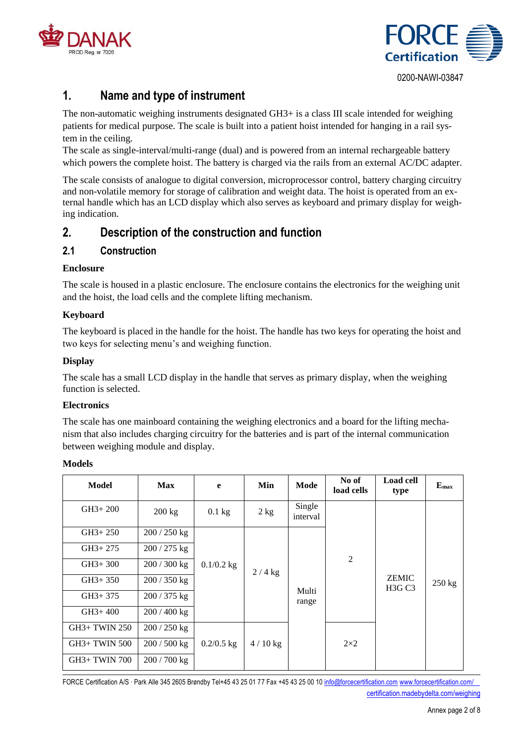0200-NAWI-03847

# 1. Name and type of instrument

The non-automatic weighing instruments designated GH3+ is a class III scale intended for weighing patients for medical purpose. The scale is built into a patient hoist intended for hanging in a rail system in the ceiling.
The scale as single-interval/multi-range (dual) and is powered from an internal rechargeable battery which powers the complete hoist. The battery is charged via the rails from an external AC/DC adapter.

The scale consists of analogue to digital conversion, microprocessor control, battery charging circuitry and non-volatile memory for storage of calibration and weight data. The hoist is operated from an external handle which has an LCD display which also serves as keyboard and primary display for weighing indication.

# 2. Description of the construction and function

## 2.1 Construction

**Enclosure**

The scale is housed in a plastic enclosure. The enclosure contains the electronics for the weighing unit and the hoist, the load cells and the complete lifting mechanism.

**Keyboard**

The keyboard is placed in the handle for the hoist. The handle has two keys for operating the hoist and two keys for selecting menu's and weighing function.

**Display**

The scale has a small LCD display in the handle that serves as primary display, when the weighing function is selected.

**Electronics**

The scale has one mainboard containing the weighing electronics and a board for the lifting mechanism that also includes charging circuitry for the batteries and is part of the internal communication between weighing module and display.

**Models**

| Model | Max | e | Min | Mode | No of load cells | Load cell type | $E_{max}$ |
|---|---|---|---|---|---|---|---|
| GH3+ 200 | 200 kg | 0.1 kg | 2 kg | Single interval | 2 | ZEMIC H3G C3 | 250 kg |
| GH3+ 250 | 200 / 250 kg | 0.1/0.2 kg | 2 / 4 kg | Multi range | 2 | ZEMIC H3G C3 | 250 kg |
| GH3+ 275 | 200 / 275 kg | 0.1/0.2 kg | 2 / 4 kg | Multi range | 2 | ZEMIC H3G C3 | 250 kg |
| GH3+ 300 | 200 / 300 kg | 0.1/0.2 kg | 2 / 4 kg | Multi range | 2 | ZEMIC H3G C3 | 250 kg |
| GH3+ 350 | 200 / 350 kg | 0.1/0.2 kg | 2 / 4 kg | Multi range | 2 | ZEMIC H3G C3 | 250 kg |
| GH3+ 375 | 200 / 375 kg | 0.1/0.2 kg | 2 / 4 kg | Multi range | 2 | ZEMIC H3G C3 | 250 kg |
| GH3+ 400 | 200 / 400 kg | 0.1/0.2 kg | 2 / 4 kg | Multi range | 2 | ZEMIC H3G C3 | 250 kg |
| GH3+ TWIN 250 | 200 / 250 kg | 0.2/0.5 kg | 4 / 10 kg | Multi range | 2×2 | ZEMIC H3G C3 | 250 kg |
| GH3+ TWIN 500 | 200 / 500 kg | 0.2/0.5 kg | 4 / 10 kg | Multi range | 2×2 | ZEMIC H3G C3 | 250 kg |
| GH3+ TWIN 700 | 200 / 700 kg | 0.2/0.5 kg | 4 / 10 kg | Multi range | 2×2 | ZEMIC H3G C3 | 250 kg |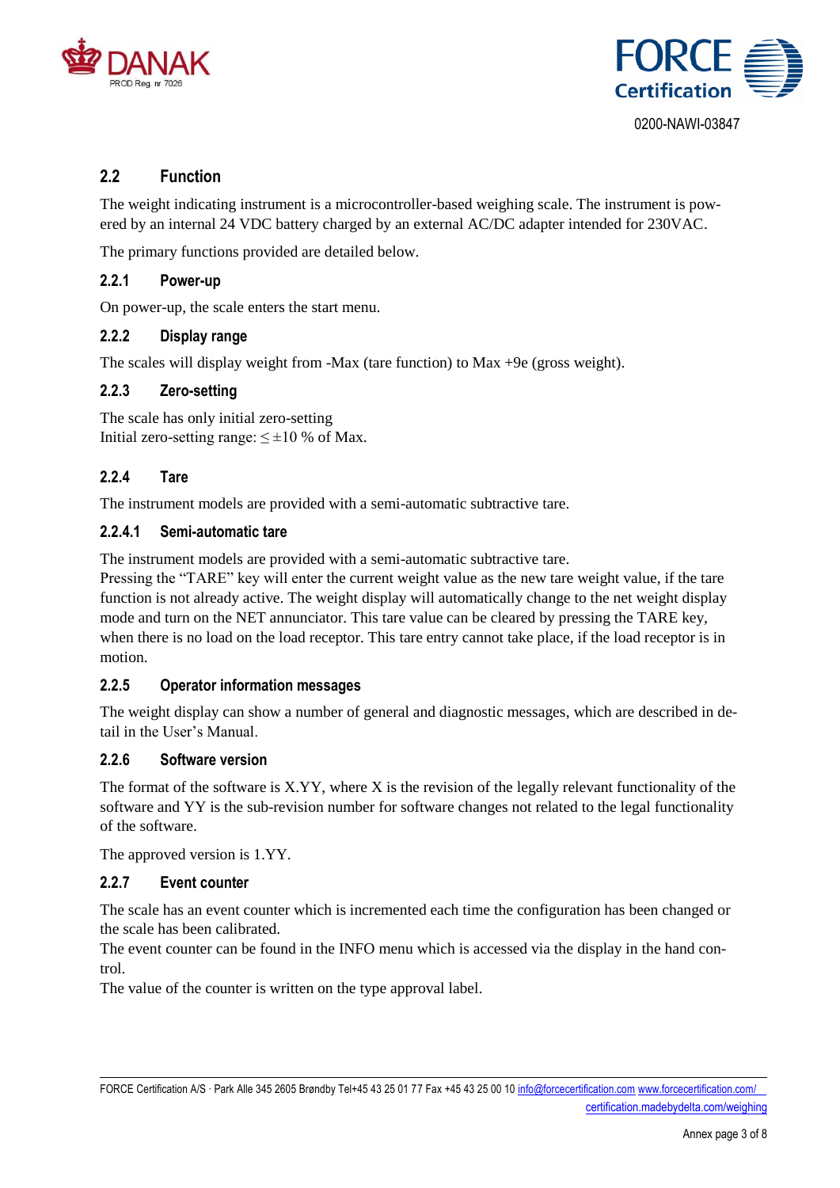## 2.2 Function

The weight indicating instrument is a microcontroller-based weighing scale. The instrument is powered by an internal 24 VDC battery charged by an external AC/DC adapter intended for 230VAC.

The primary functions provided are detailed below.

### 2.2.1 Power-up

On power-up, the scale enters the start menu.

### 2.2.2 Display range

The scales will display weight from -Max (tare function) to Max +9e (gross weight).

### 2.2.3 Zero-setting

The scale has only initial zero-setting
Initial zero-setting range: ≤ ±10 % of Max.

### 2.2.4 Tare

The instrument models are provided with a semi-automatic subtractive tare.

#### 2.2.4.1 Semi-automatic tare

The instrument models are provided with a semi-automatic subtractive tare.
Pressing the “TARE” key will enter the current weight value as the new tare weight value, if the tare function is not already active. The weight display will automatically change to the net weight display mode and turn on the NET annunciator. This tare value can be cleared by pressing the TARE key, when there is no load on the load receptor. This tare entry cannot take place, if the load receptor is in motion.

### 2.2.5 Operator information messages

The weight display can show a number of general and diagnostic messages, which are described in detail in the User’s Manual.

### 2.2.6 Software version

The format of the software is X.YY, where X is the revision of the legally relevant functionality of the software and YY is the sub-revision number for software changes not related to the legal functionality of the software.

The approved version is 1.YY.

### 2.2.7 Event counter

The scale has an event counter which is incremented each time the configuration has been changed or the scale has been calibrated.
The event counter can be found in the INFO menu which is accessed via the display in the hand control.
The value of the counter is written on the type approval label.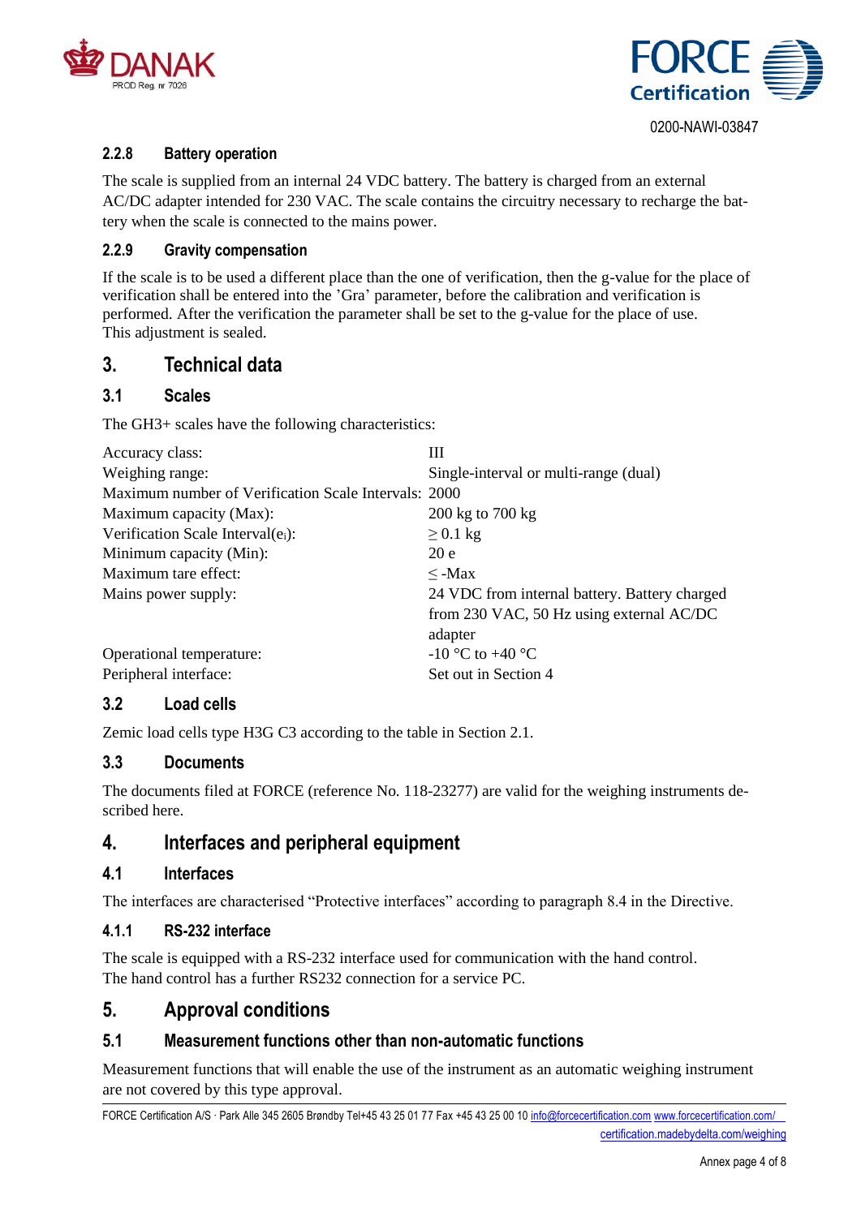### 2.2.8 Battery operation

The scale is supplied from an internal 24 VDC battery. The battery is charged from an external AC/DC adapter intended for 230 VAC. The scale contains the circuitry necessary to recharge the battery when the scale is connected to the mains power.

### 2.2.9 Gravity compensation

If the scale is to be used a different place than the one of verification, then the g-value for the place of verification shall be entered into the 'Gra' parameter, before the calibration and verification is performed. After the verification the parameter shall be set to the g-value for the place of use.
This adjustment is sealed.

# 3. Technical data

## 3.1 Scales

The GH3+ scales have the following characteristics:

| | |
|---|---|
| Accuracy class: | III |
| Weighing range: | Single-interval or multi-range (dual) |
| Maximum number of Verification Scale Intervals: | 2000 |
| Maximum capacity (Max): | 200 kg to 700 kg |
| Verification Scale Interval($e_i$): | $\geq$ 0.1 kg |
| Minimum capacity (Min): | 20 e |
| Maximum tare effect: | $\leq$ -Max |
| Mains power supply: | 24 VDC from internal battery. Battery charged from 230 VAC, 50 Hz using external AC/DC adapter |
| Operational temperature: | -10 °C to +40 °C |
| Peripheral interface: | Set out in Section 4 |

## 3.2 Load cells

Zemic load cells type H3G C3 according to the table in Section 2.1.

## 3.3 Documents

The documents filed at FORCE (reference No. 118-23277) are valid for the weighing instruments described here.

# 4. Interfaces and peripheral equipment

## 4.1 Interfaces

The interfaces are characterised "Protective interfaces" according to paragraph 8.4 in the Directive.

### 4.1.1 RS-232 interface

The scale is equipped with a RS-232 interface used for communication with the hand control.
The hand control has a further RS232 connection for a service PC.

# 5. Approval conditions

## 5.1 Measurement functions other than non-automatic functions

Measurement functions that will enable the use of the instrument as an automatic weighing instrument are not covered by this type approval.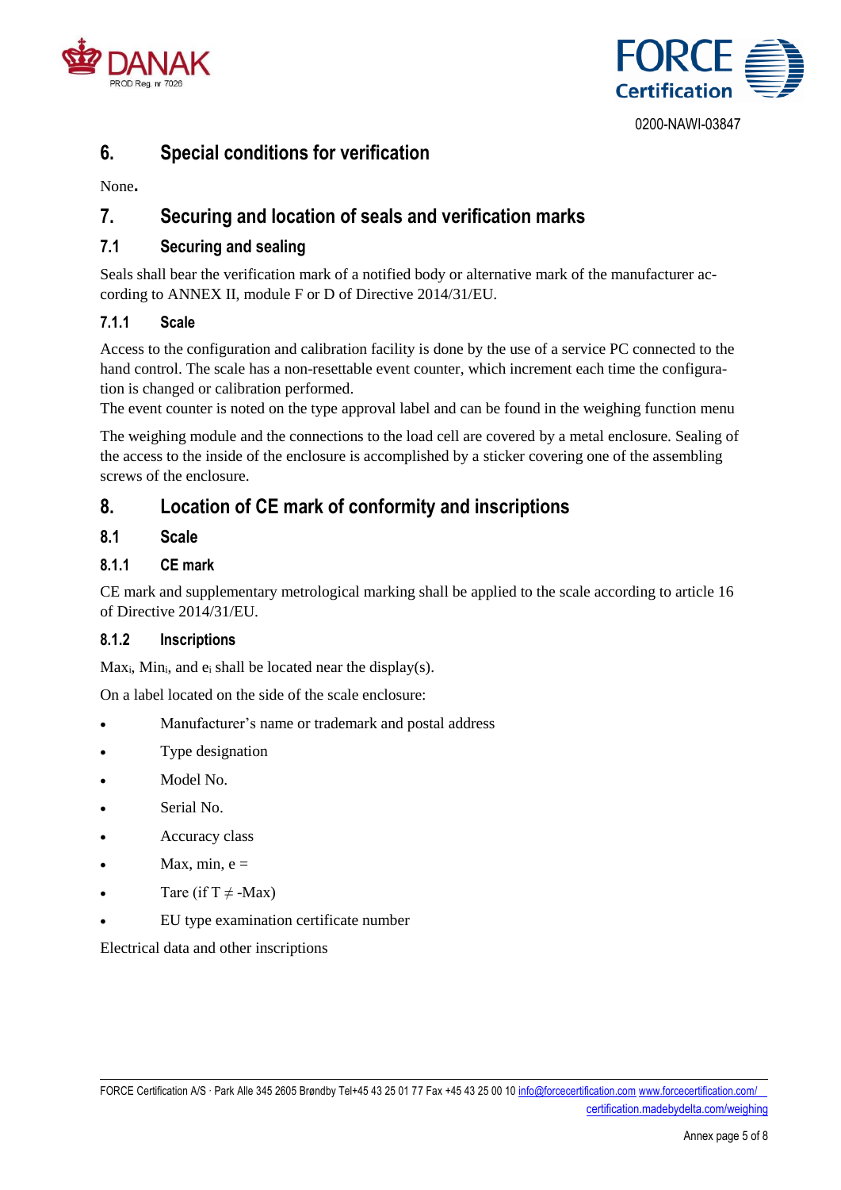## 6. Special conditions for verification

None.

## 7. Securing and location of seals and verification marks

### 7.1 Securing and sealing

Seals shall bear the verification mark of a notified body or alternative mark of the manufacturer according to ANNEX II, module F or D of Directive 2014/31/EU.

#### 7.1.1 Scale

Access to the configuration and calibration facility is done by the use of a service PC connected to the hand control. The scale has a non-resettable event counter, which increment each time the configuration is changed or calibration performed.

The event counter is noted on the type approval label and can be found in the weighing function menu

The weighing module and the connections to the load cell are covered by a metal enclosure. Sealing of the access to the inside of the enclosure is accomplished by a sticker covering one of the assembling screws of the enclosure.

## 8. Location of CE mark of conformity and inscriptions

### 8.1 Scale

#### 8.1.1 CE mark

CE mark and supplementary metrological marking shall be applied to the scale according to article 16 of Directive 2014/31/EU.

#### 8.1.2 Inscriptions

$Max_i$, $Min_i$, and $e_i$ shall be located near the display(s).

On a label located on the side of the scale enclosure:

- Manufacturer's name or trademark and postal address
- Type designation
- Model No.
- Serial No.
- Accuracy class
- Max, min, e =
- Tare (if $T \neq -Max$)
- EU type examination certificate number

Electrical data and other inscriptions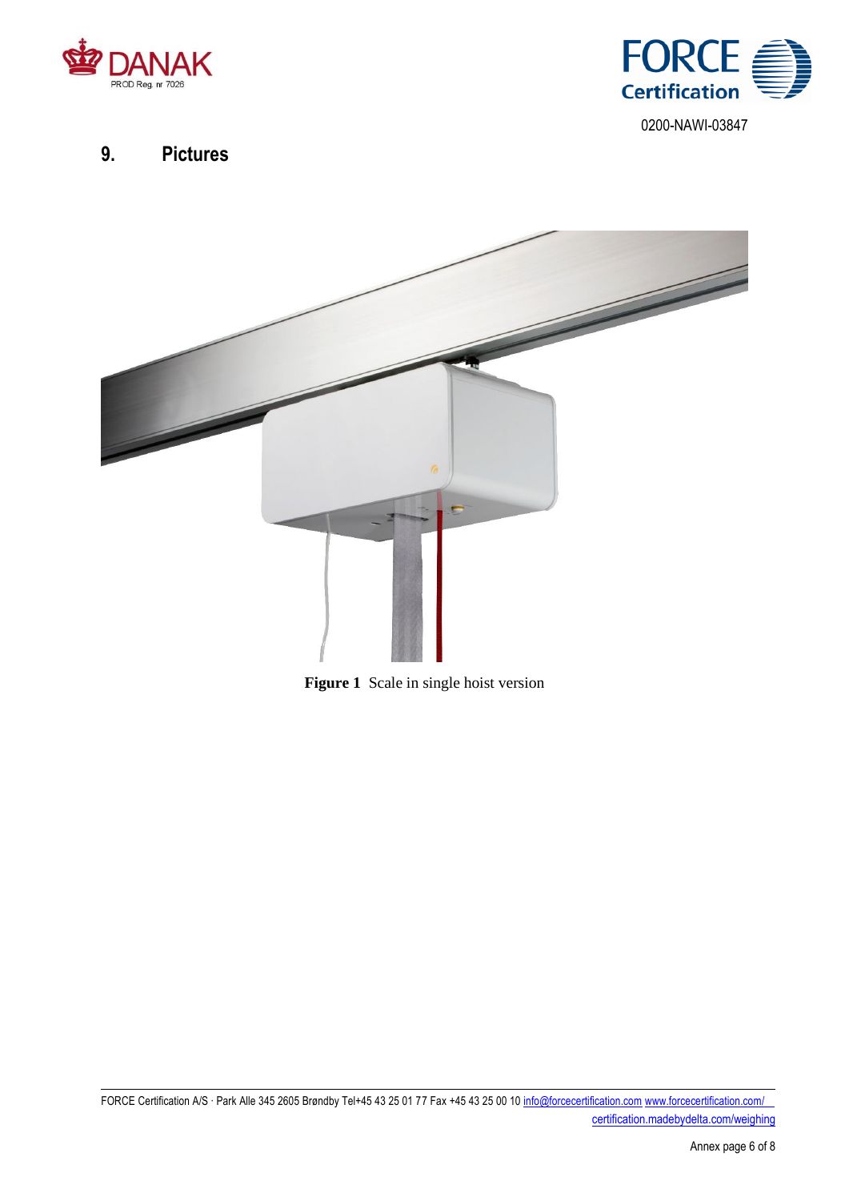0200-NAWI-03847

## 9. Pictures

**Figure 1** Scale in single hoist version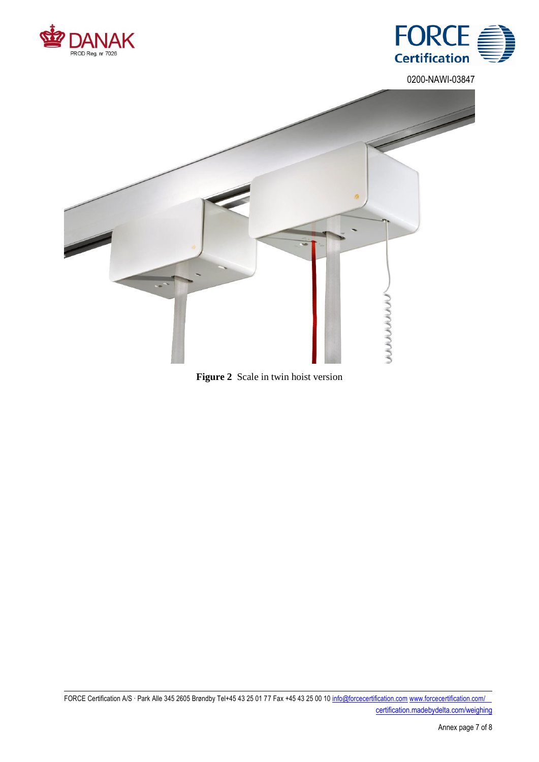0200-NAWI-03847

**Figure 2** Scale in twin hoist version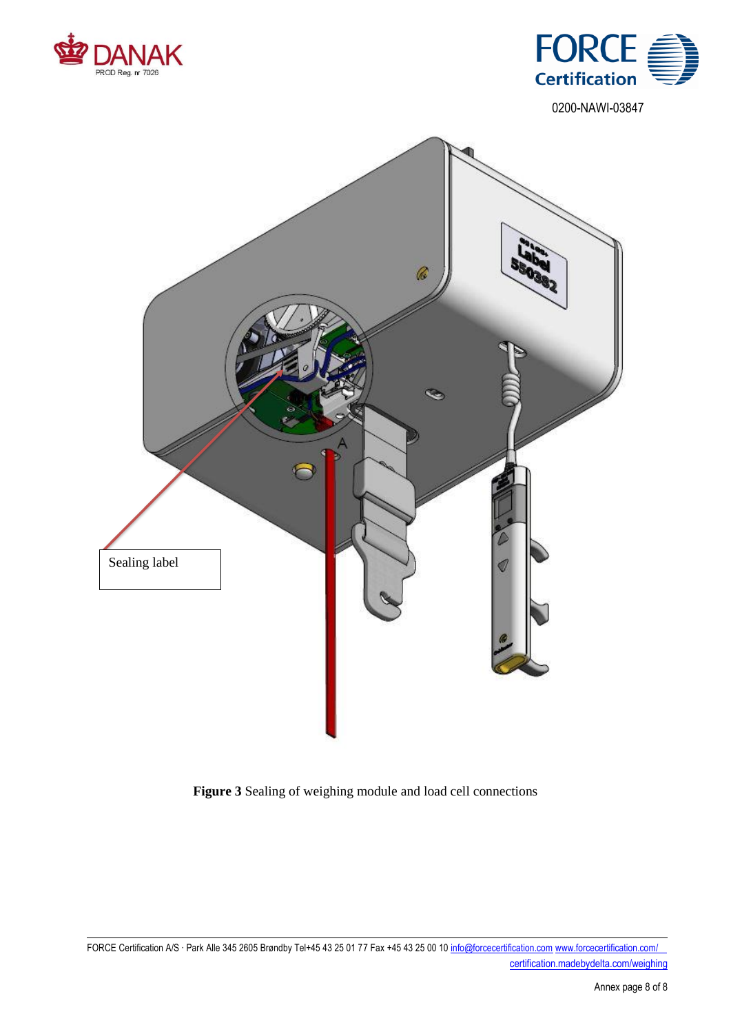Sealing label

**Figure 3** Sealing of weighing module and load cell connections